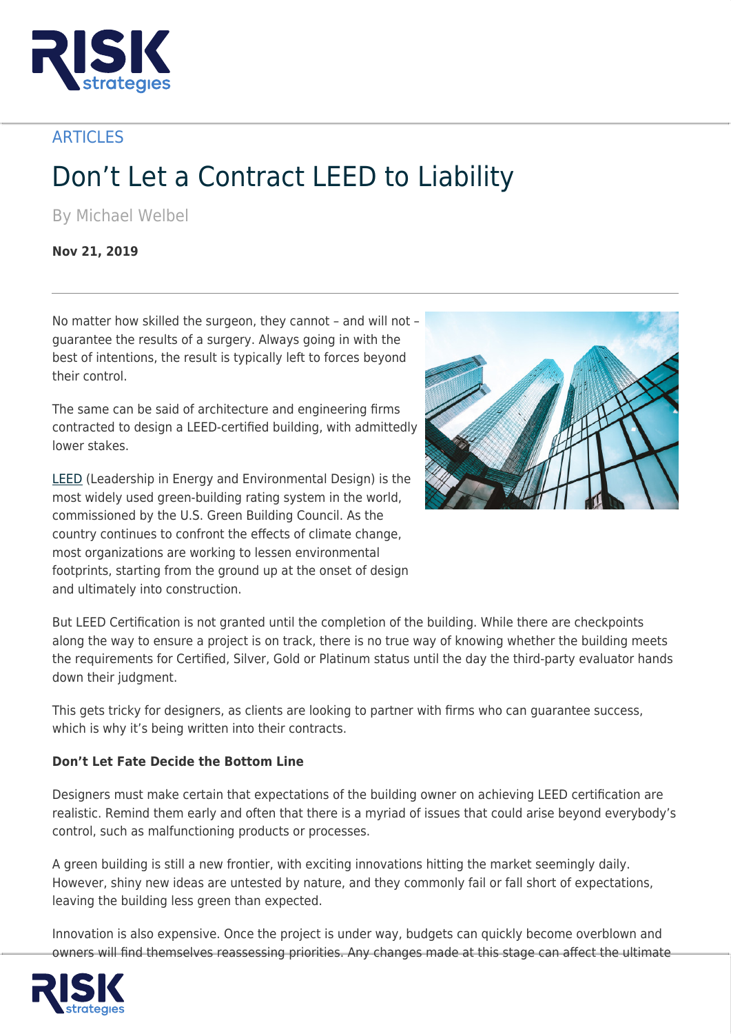ARTICLES

# Don't Let a Contract LEED to Liability

By Michael Welbel

**Nov 21, 2019**

No matter how skilled the surgeon, they cannot – and will not – guarantee the results of a surgery. Always going in with the best of intentions, the result is typically left to forces beyond their control.

The same can be said of architecture and engineering firms contracted to design a LEED-certified building, with admittedly lower stakes.

LEED (Leadership in Energy and Environmental Design) is the most widely used green-building rating system in the world, commissioned by the U.S. Green Building Council. As the country continues to confront the effects of climate change, most organizations are working to lessen environmental footprints, starting from the ground up at the onset of design and ultimately into construction.

But LEED Certification is not granted until the completion of the building. While there are checkpoints along the way to ensure a project is on track, there is no true way of knowing whether the building meets the requirements for Certified, Silver, Gold or Platinum status until the day the third-party evaluator hands down their judgment.

This gets tricky for designers, as clients are looking to partner with firms who can guarantee success, which is why it's being written into their contracts.

**Don't Let Fate Decide the Bottom Line**

Designers must make certain that expectations of the building owner on achieving LEED certification are realistic. Remind them early and often that there is a myriad of issues that could arise beyond everybody's control, such as malfunctioning products or processes.

A green building is still a new frontier, with exciting innovations hitting the market seemingly daily. However, shiny new ideas are untested by nature, and they commonly fail or fall short of expectations, leaving the building less green than expected.

Innovation is also expensive. Once the project is under way, budgets can quickly become overblown and owners will find themselves reassessing priorities. Any changes made at this stage can affect the ultimate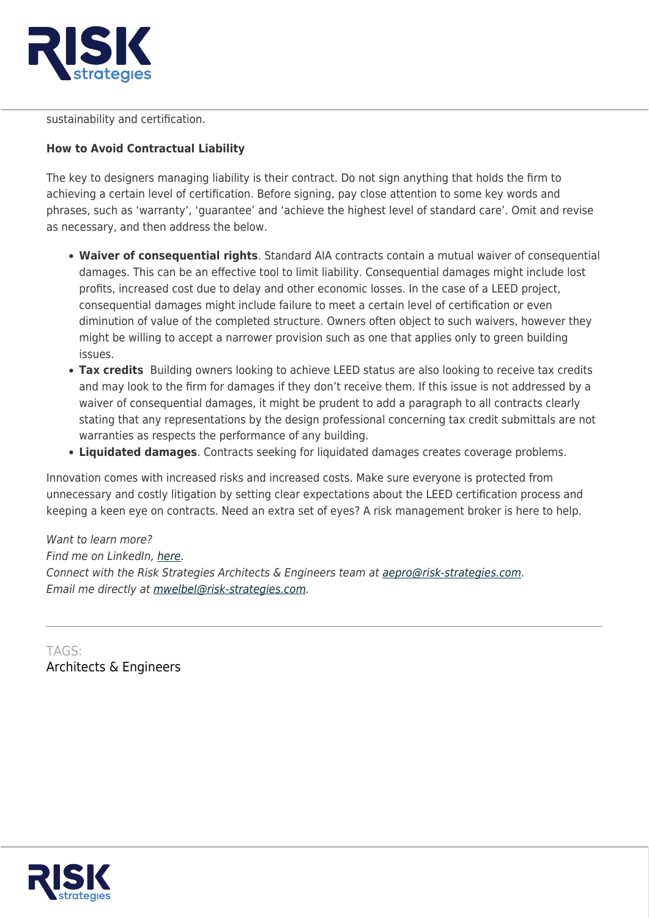sustainability and certification.

**How to Avoid Contractual Liability**

The key to designers managing liability is their contract. Do not sign anything that holds the firm to achieving a certain level of certification. Before signing, pay close attention to some key words and phrases, such as 'warranty', 'guarantee' and 'achieve the highest level of standard care'. Omit and revise as necessary, and then address the below.

- **Waiver of consequential rights**. Standard AIA contracts contain a mutual waiver of consequential damages. This can be an effective tool to limit liability. Consequential damages might include lost profits, increased cost due to delay and other economic losses. In the case of a LEED project, consequential damages might include failure to meet a certain level of certification or even diminution of value of the completed structure. Owners often object to such waivers, however they might be willing to accept a narrower provision such as one that applies only to green building issues.
- **Tax credits** Building owners looking to achieve LEED status are also looking to receive tax credits and may look to the firm for damages if they don't receive them. If this issue is not addressed by a waiver of consequential damages, it might be prudent to add a paragraph to all contracts clearly stating that any representations by the design professional concerning tax credit submittals are not warranties as respects the performance of any building.
- **Liquidated damages**. Contracts seeking for liquidated damages creates coverage problems.

Innovation comes with increased risks and increased costs. Make sure everyone is protected from unnecessary and costly litigation by setting clear expectations about the LEED certification process and keeping a keen eye on contracts. Need an extra set of eyes? A risk management broker is here to help.

*Want to learn more?*
*Find me on LinkedIn, here.*
*Connect with the Risk Strategies Architects & Engineers team at aepro@risk-strategies.com.*
*Email me directly at mwelbel@risk-strategies.com.*

---

TAGS:
Architects & Engineers